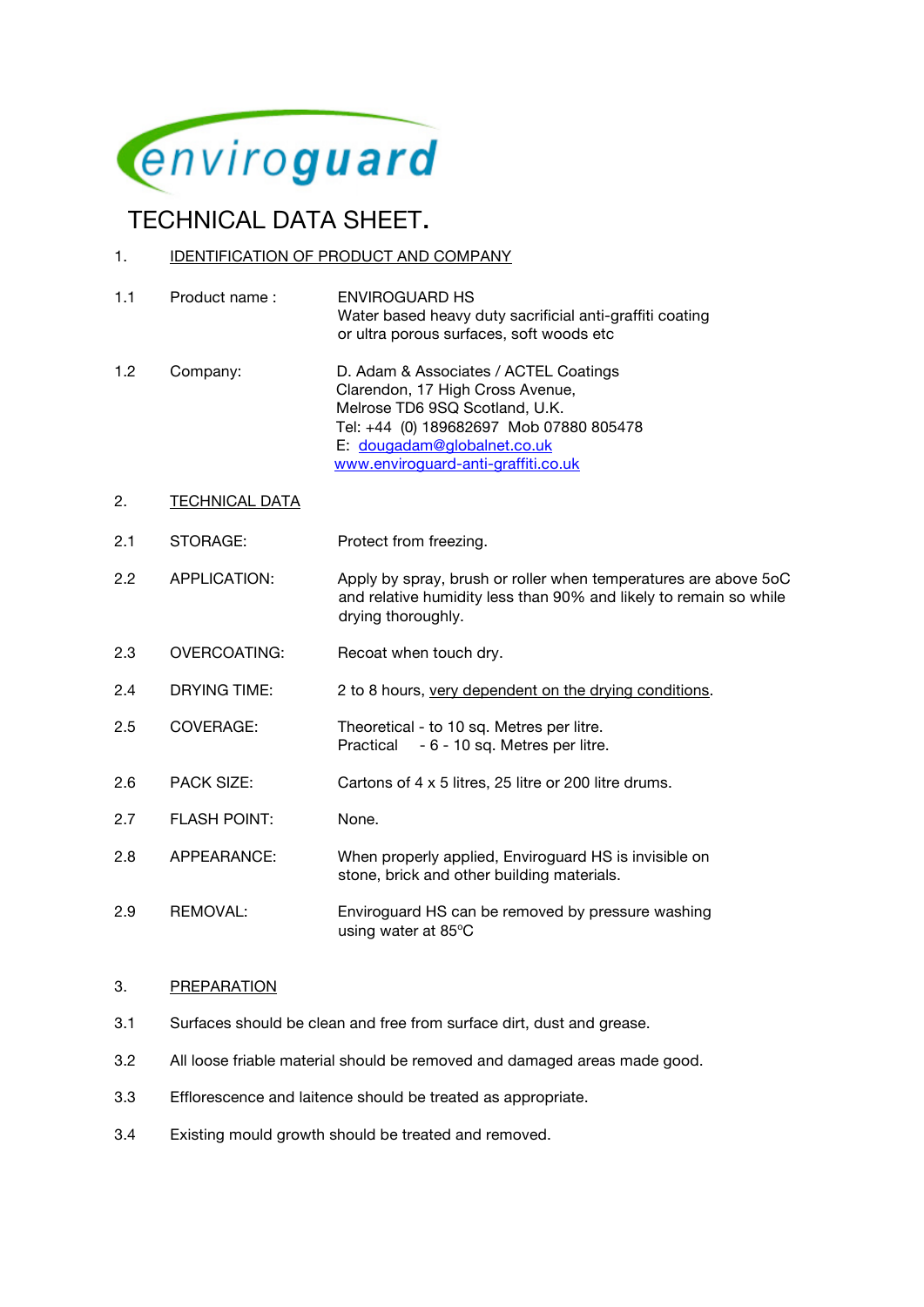enviroguard

# TECHNICAL DATA SHEET.

## 1. IDENTIFICATION OF PRODUCT AND COMPANY

| | | |
|---|---|---|
| 1.1 | Product name : | ENVIROGUARD HS<br>Water based heavy duty sacrificial anti-graffiti coating or ultra porous surfaces, soft woods etc |
| 1.2 | Company: | D. Adam & Associates / ACTEL Coatings<br>Clarendon, 17 High Cross Avenue,<br>Melrose TD6 9SQ Scotland, U.K.<br>Tel: +44 (0) 189682697 Mob 07880 805478<br>E: dougadam@globalnet.co.uk<br>www.enviroguard-anti-graffiti.co.uk |

## 2. TECHNICAL DATA

| | | |
|---|---|---|
| 2.1 | STORAGE: | Protect from freezing. |
| 2.2 | APPLICATION: | Apply by spray, brush or roller when temperatures are above 5oC and relative humidity less than 90% and likely to remain so while drying thoroughly. |
| 2.3 | OVERCOATING: | Recoat when touch dry. |
| 2.4 | DRYING TIME: | 2 to 8 hours, very dependent on the drying conditions. |
| 2.5 | COVERAGE: | Theoretical - to 10 sq. Metres per litre.<br>Practical - 6 - 10 sq. Metres per litre. |
| 2.6 | PACK SIZE: | Cartons of 4 x 5 litres, 25 litre or 200 litre drums. |
| 2.7 | FLASH POINT: | None. |
| 2.8 | APPEARANCE: | When properly applied, Enviroguard HS is invisible on stone, brick and other building materials. |
| 2.9 | REMOVAL: | Enviroguard HS can be removed by pressure washing using water at 85ºC |

## 3. PREPARATION

3.1 Surfaces should be clean and free from surface dirt, dust and grease.

3.2 All loose friable material should be removed and damaged areas made good.

3.3 Efflorescence and laitence should be treated as appropriate.

3.4 Existing mould growth should be treated and removed.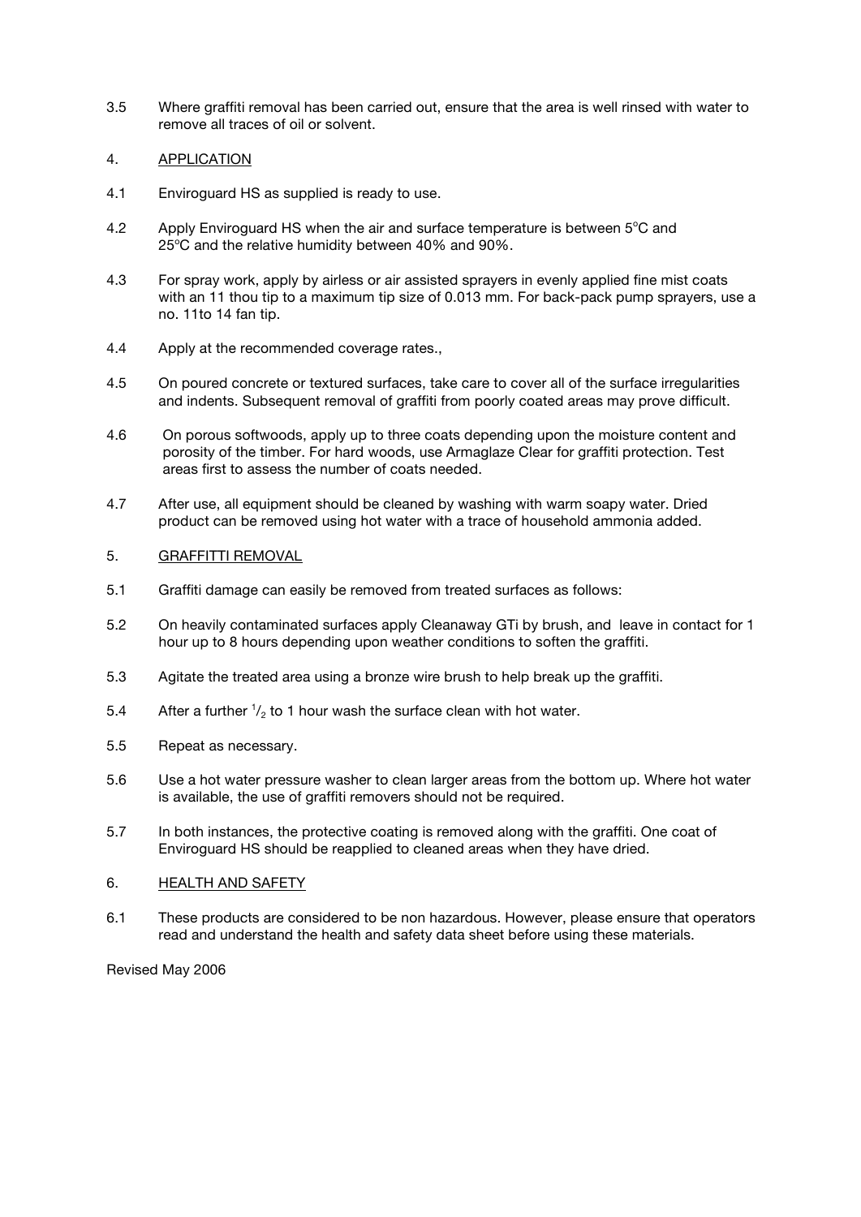3.5 Where graffiti removal has been carried out, ensure that the area is well rinsed with water to remove all traces of oil or solvent.

## 4. APPLICATION

4.1 Enviroguard HS as supplied is ready to use.

4.2 Apply Enviroguard HS when the air and surface temperature is between 5°C and 25°C and the relative humidity between 40% and 90%.

4.3 For spray work, apply by airless or air assisted sprayers in evenly applied fine mist coats with an 11 thou tip to a maximum tip size of 0.013 mm. For back-pack pump sprayers, use a no. 11to 14 fan tip.

4.4 Apply at the recommended coverage rates.,

4.5 On poured concrete or textured surfaces, take care to cover all of the surface irregularities and indents. Subsequent removal of graffiti from poorly coated areas may prove difficult.

4.6 On porous softwoods, apply up to three coats depending upon the moisture content and porosity of the timber. For hard woods, use Armaglaze Clear for graffiti protection. Test areas first to assess the number of coats needed.

4.7 After use, all equipment should be cleaned by washing with warm soapy water. Dried product can be removed using hot water with a trace of household ammonia added.

## 5. GRAFFITTI REMOVAL

5.1 Graffiti damage can easily be removed from treated surfaces as follows:

5.2 On heavily contaminated surfaces apply Cleanaway GTi by brush, and leave in contact for 1 hour up to 8 hours depending upon weather conditions to soften the graffiti.

5.3 Agitate the treated area using a bronze wire brush to help break up the graffiti.

5.4 After a further $^{1}/_{2}$ to 1 hour wash the surface clean with hot water.

5.5 Repeat as necessary.

5.6 Use a hot water pressure washer to clean larger areas from the bottom up. Where hot water is available, the use of graffiti removers should not be required.

5.7 In both instances, the protective coating is removed along with the graffiti. One coat of Enviroguard HS should be reapplied to cleaned areas when they have dried.

## 6. HEALTH AND SAFETY

6.1 These products are considered to be non hazardous. However, please ensure that operators read and understand the health and safety data sheet before using these materials.

Revised May 2006